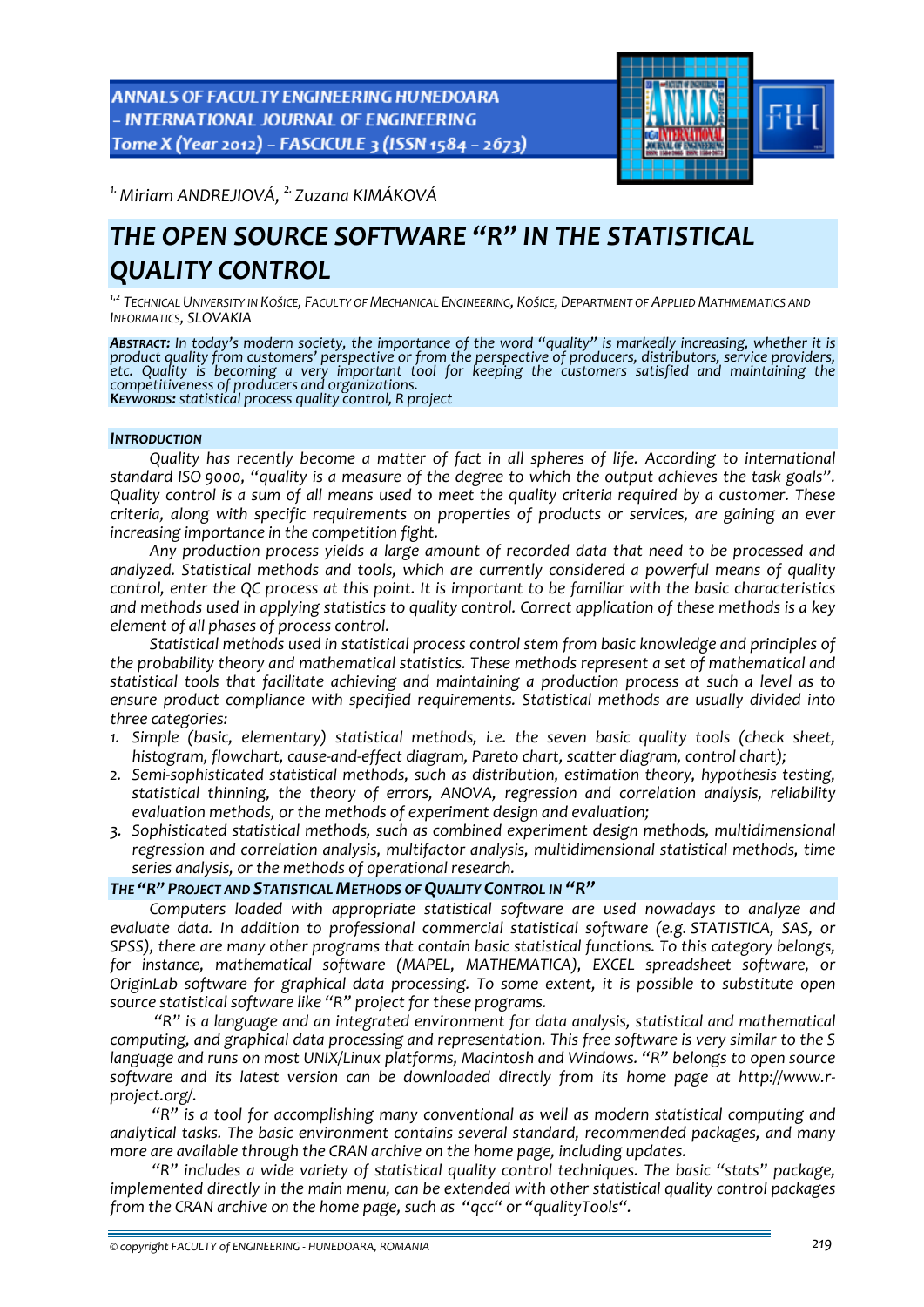[1.] Miriam ANDREJIOVÁ, [2.] Zuzana KIMÁKOVÁ

# THE OPEN SOURCE SOFTWARE "R" IN THE STATISTICAL QUALITY CONTROL

[1,2] TECHNICAL UNIVERSITY IN KOŠICE, FACULTY OF MECHANICAL ENGINEERING, KOŠICE, DEPARTMENT OF APPLIED MATHMEMATICS AND INFORMATICS, SLOVAKIA

***ABSTRACT:*** *In today's modern society, the importance of the word "quality" is markedly increasing, whether it is product quality from customers' perspective or from the perspective of producers, distributors, service providers, etc. Quality is becoming a very important tool for keeping the customers satisfied and maintaining the competitiveness of producers and organizations.*
***KEYWORDS:*** *statistical process quality control, R project*

## INTRODUCTION

*Quality has recently become a matter of fact in all spheres of life. According to international standard ISO 9000, "quality is a measure of the degree to which the output achieves the task goals". Quality control is a sum of all means used to meet the quality criteria required by a customer. These criteria, along with specific requirements on properties of products or services, are gaining an ever increasing importance in the competition fight.*

*Any production process yields a large amount of recorded data that need to be processed and analyzed. Statistical methods and tools, which are currently considered a powerful means of quality control, enter the QC process at this point. It is important to be familiar with the basic characteristics and methods used in applying statistics to quality control. Correct application of these methods is a key element of all phases of process control.*

*Statistical methods used in statistical process control stem from basic knowledge and principles of the probability theory and mathematical statistics. These methods represent a set of mathematical and statistical tools that facilitate achieving and maintaining a production process at such a level as to ensure product compliance with specified requirements. Statistical methods are usually divided into three categories:*

1. *Simple (basic, elementary) statistical methods, i.e. the seven basic quality tools (check sheet, histogram, flowchart, cause-and-effect diagram, Pareto chart, scatter diagram, control chart);*
2. *Semi-sophisticated statistical methods, such as distribution, estimation theory, hypothesis testing, statistical thinning, the theory of errors, ANOVA, regression and correlation analysis, reliability evaluation methods, or the methods of experiment design and evaluation;*
3. *Sophisticated statistical methods, such as combined experiment design methods, multidimensional regression and correlation analysis, multifactor analysis, multidimensional statistical methods, time series analysis, or the methods of operational research.*

## THE "R" PROJECT AND STATISTICAL METHODS OF QUALITY CONTROL IN "R"

*Computers loaded with appropriate statistical software are used nowadays to analyze and evaluate data. In addition to professional commercial statistical software (e.g. STATISTICA, SAS, or SPSS), there are many other programs that contain basic statistical functions. To this category belongs, for instance, mathematical software (MAPEL, MATHEMATICA), EXCEL spreadsheet software, or OriginLab software for graphical data processing. To some extent, it is possible to substitute open source statistical software like "R" project for these programs.*

*"R" is a language and an integrated environment for data analysis, statistical and mathematical computing, and graphical data processing and representation. This free software is very similar to the S language and runs on most UNIX/Linux platforms, Macintosh and Windows. "R" belongs to open source software and its latest version can be downloaded directly from its home page at http://www.r-project.org/.*

*"R" is a tool for accomplishing many conventional as well as modern statistical computing and analytical tasks. The basic environment contains several standard, recommended packages, and many more are available through the CRAN archive on the home page, including updates.*

*"R" includes a wide variety of statistical quality control techniques. The basic "stats" package, implemented directly in the main menu, can be extended with other statistical quality control packages from the CRAN archive on the home page, such as "qcc" or "qualityTools".*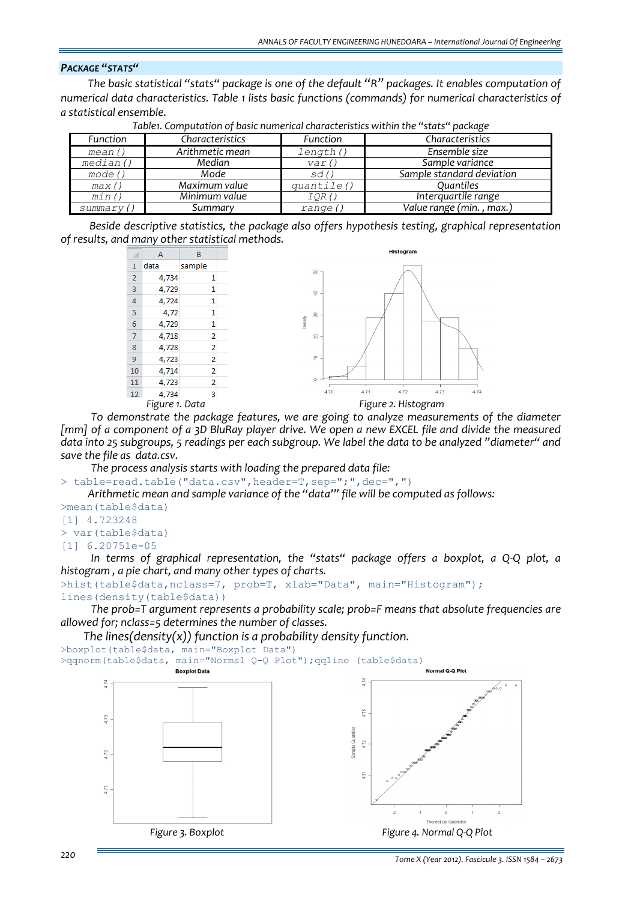### PACKAGE "STATS"

*The basic statistical "stats" package is one of the default "R" packages. It enables computation of numerical data characteristics. Table 1 lists basic functions (commands) for numerical characteristics of a statistical ensemble.*

*Table1. Computation of basic numerical characteristics within the "stats" package*

| Function | Characteristics | Function | Characteristics |
|---|---|---|---|
| mean() | Arithmetic mean | length() | Ensemble size |
| median() | Median | var() | Sample variance |
| mode() | Mode | sd() | Sample standard deviation |
| max() | Maximum value | quantile() | Quantiles |
| min() | Minimum value | IQR() | Interquartile range |
| summary() | Summary | range() | Value range (min. , max.) |

*Beside descriptive statistics, the package also offers hypothesis testing, graphical representation of results, and many other statistical methods.*

| | A | B |
|---|---|---|
| 1 | data | sample |
| 2 | 4,734 | 1 |
| 3 | 4,729 | 1 |
| 4 | 4,724 | 1 |
| 5 | 4,72 | 1 |
| 6 | 4,729 | 1 |
| 7 | 4,718 | 2 |
| 8 | 4,728 | 2 |
| 9 | 4,723 | 2 |
| 10 | 4,714 | 2 |
| 11 | 4,723 | 2 |
| 12 | 4,734 | 3 |

*Figure 1. Data*

*Figure 2. Histogram*

*To demonstrate the package features, we are going to analyze measurements of the diameter [mm] of a component of a 3D BluRay player drive. We open a new EXCEL file and divide the measured data into 25 subgroups, 5 readings per each subgroup. We label the data to be analyzed "diameter" and save the file as data.csv.*

*The process analysis starts with loading the prepared data file:*

```
> table=read.table("data.csv",header=T,sep=";",dec=",")
```

*Arithmetic mean and sample variance of the "data'" file will be computed as follows:*

```
>mean(table$data)
[1] 4.723248
> var(table$data)
[1] 6.20751e-05
```

*In terms of graphical representation, the "stats" package offers a boxplot, a Q-Q plot, a histogram , a pie chart, and many other types of charts.*

```
>hist(table$data,nclass=7, prob=T, xlab="Data", main="Histogram");
lines(density(table$data))
```

*The prob=T argument represents a probability scale; prob=F means that absolute frequencies are allowed for; nclass=5 determines the number of classes.*

*The lines(density(x)) function is a probability density function.*

```
>boxplot(table$data, main="Boxplot Data")
>qqnorm(table$data, main="Normal Q-Q Plot");qqline (table$data)
```

*Figure 3. Boxplot*

*Figure 4. Normal Q-Q Plot*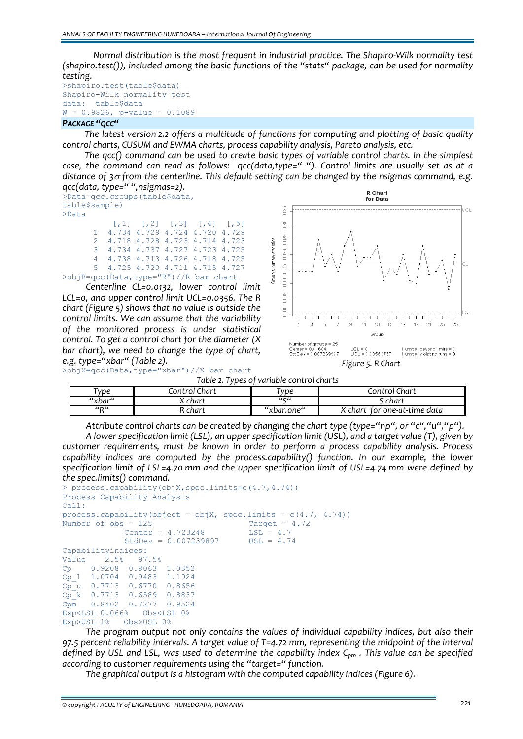*Normal distribution is the most frequent in industrial practice. The Shapiro-Wilk normality test (shapiro.test()), included among the basic functions of the "stats" package, can be used for normality testing.*

```
>shapiro.test(table$data)
Shapiro-Wilk normality test
data:  table$data
W = 0.9826, p-value = 0.1089
```

### PACKAGE "QCC"

*The latest version 2.2 offers a multitude of functions for computing and plotting of basic quality control charts, CUSUM and EWMA charts, process capability analysis, Pareto analysis, etc.*

*The qcc() command can be used to create basic types of variable control charts. In the simplest case, the command can read as follows: qcc(data,type=" "). Control limits are usually set as at a distance of 3σ from the centerline. This default setting can be changed by the nsigmas command, e.g. qcc(data, type=" ",nsigmas=2).*

```
>Data=qcc.groups(table$data,
table$sample)
>Data
      [,1]  [,2]  [,3]  [,4]  [,5]
    1 4.734 4.729 4.724 4.720 4.729
    2 4.718 4.728 4.723 4.714 4.723
    3 4.734 4.737 4.727 4.723 4.725
    4 4.738 4.713 4.726 4.718 4.725
    5 4.725 4.720 4.711 4.715 4.727
>objR=qcc(Data,type="R")//R bar chart
```

*Centerline CL=0.0132, lower control limit LCL=0, and upper control limit UCL=0.0356. The R chart (Figure 5) shows that no value is outside the control limits. We can assume that the variability of the monitored process is under statistical control. To get a control chart for the diameter (X bar chart), we need to change the type of chart, e.g. type="xbar" (Table 2).*

```
>objX=qcc(Data,type="xbar")//X bar chart
```

*Figure 5. R Chart*

*Table 2. Types of variable control charts*

| Type | Control Chart | Type | Control Chart |
|---|---|---|---|
| "xbar" | X chart | "S" | S chart |
| "R" | R chart | "xbar.one" | X chart for one-at-time data |

*Attribute control charts can be created by changing the chart type (type="np", or "c","u","p").*

*A lower specification limit (LSL), an upper specification limit (USL), and a target value (T), given by customer requirements, must be known in order to perform a process capability analysis. Process capability indices are computed by the process.capability() function. In our example, the lower specification limit of LSL=4.70 mm and the upper specification limit of USL=4.74 mm were defined by the spec.limits() command.*

```
> process.capability(objX,spec.limits=c(4.7,4.74))
Process Capability Analysis
Call:
process.capability(object = objX, spec.limits = c(4.7, 4.74))
Number of obs = 125                  Target = 4.72
           Center = 4.723248          LSL = 4.7
           StdDev = 0.007239897       USL = 4.74
Capabilityindices:
Value    2.5%   97.5%
Cp    0.9208  0.8063  1.0352
Cp_l  1.0704  0.9483  1.1924
Cp_u  0.7713  0.6770  0.8656
Cp_k  0.7713  0.6589  0.8837
Cpm   0.8402  0.7277  0.9524
Exp<LSL 0.066%   Obs<LSL 0%
Exp>USL 1%   Obs>USL 0%
```

*The program output not only contains the values of individual capability indices, but also their 97.5 percent reliability intervals. A target value of T=4.72 mm, representing the midpoint of the interval defined by USL and LSL, was used to determine the capability index $C_{pm}$. This value can be specified according to customer requirements using the "target=" function.*

*The graphical output is a histogram with the computed capability indices (Figure 6).*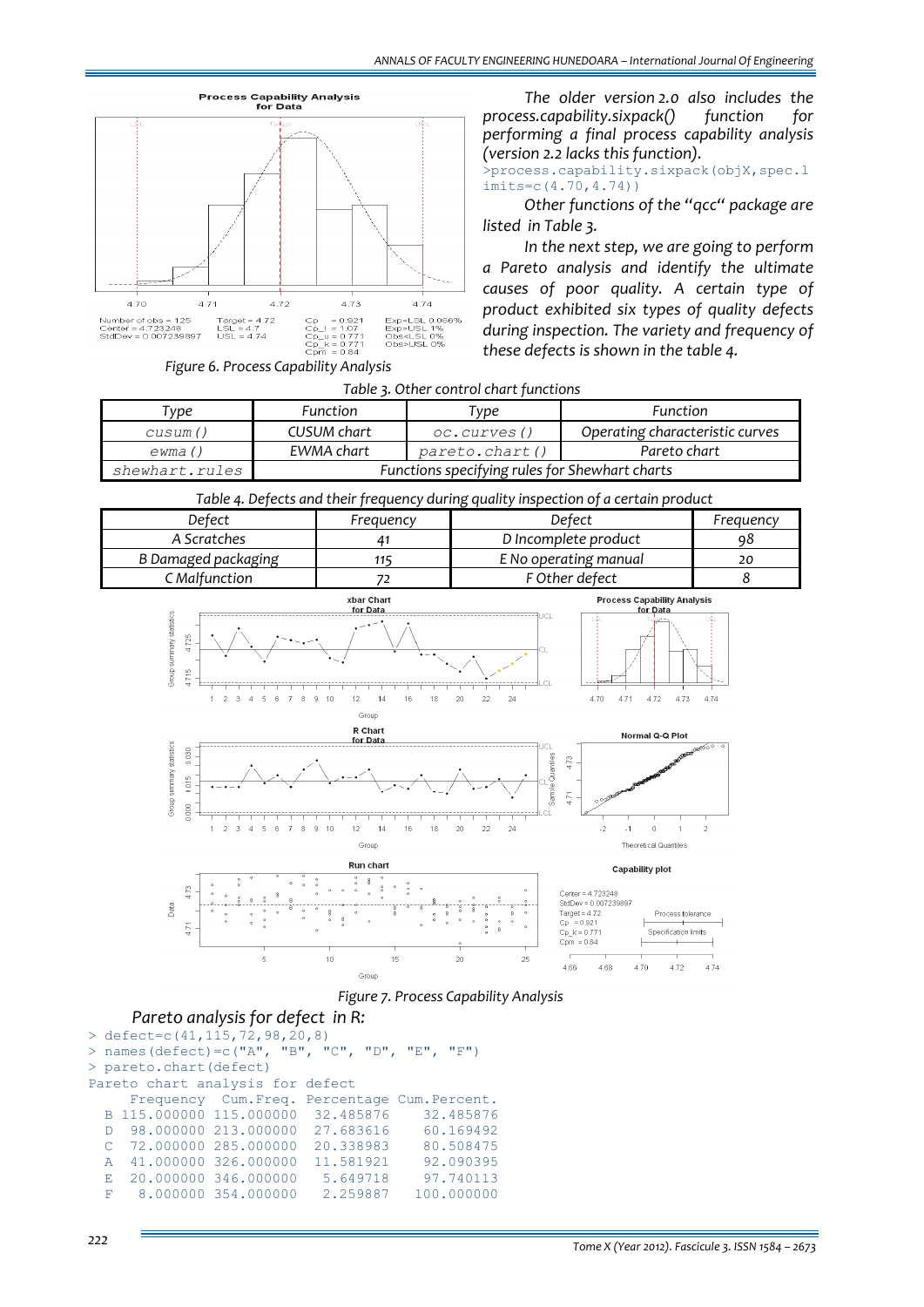Figure 6. Process Capability Analysis

*The older version 2.0 also includes the process.capability.sixpack() function for performing a final process capability analysis (version 2.2 lacks this function).*

```
>process.capability.sixpack(objX,spec.limits=c(4.70,4.74))
```

*Other functions of the "qcc" package are listed in Table 3.*

*In the next step, we are going to perform a Pareto analysis and identify the ultimate causes of poor quality. A certain type of product exhibited six types of quality defects during inspection. The variety and frequency of these defects is shown in the table 4.*

*Table 3. Other control chart functions*

| Type | Function | Type | Function |
|---|---|---|---|
| cusum() | CUSUM chart | oc.curves() | Operating characteristic curves |
| ewma() | EWMA chart | pareto.chart() | Pareto chart |
| shewhart.rules | Functions specifying rules for Shewhart charts | | |

*Table 4. Defects and their frequency during quality inspection of a certain product*

| Defect | Frequency | Defect | Frequency |
|---|---|---|---|
| A Scratches | 41 | D Incomplete product | 98 |
| B Damaged packaging | 115 | E No operating manual | 20 |
| C Malfunction | 72 | F Other defect | 8 |

Figure 7. Process Capability Analysis

*Pareto analysis for defect in R:*

```
> defect=c(41,115,72,98,20,8)
> names(defect)=c("A", "B", "C", "D", "E", "F")
> pareto.chart(defect)
Pareto chart analysis for defect
     Frequency  Cum.Freq. Percentage Cum.Percent.
  B 115.000000 115.000000  32.485876    32.485876
  D  98.000000 213.000000  27.683616    60.169492
  C  72.000000 285.000000  20.338983    80.508475
  A  41.000000 326.000000  11.581921    92.090395
  E  20.000000 346.000000   5.649718    97.740113
  F   8.000000 354.000000   2.259887   100.000000
```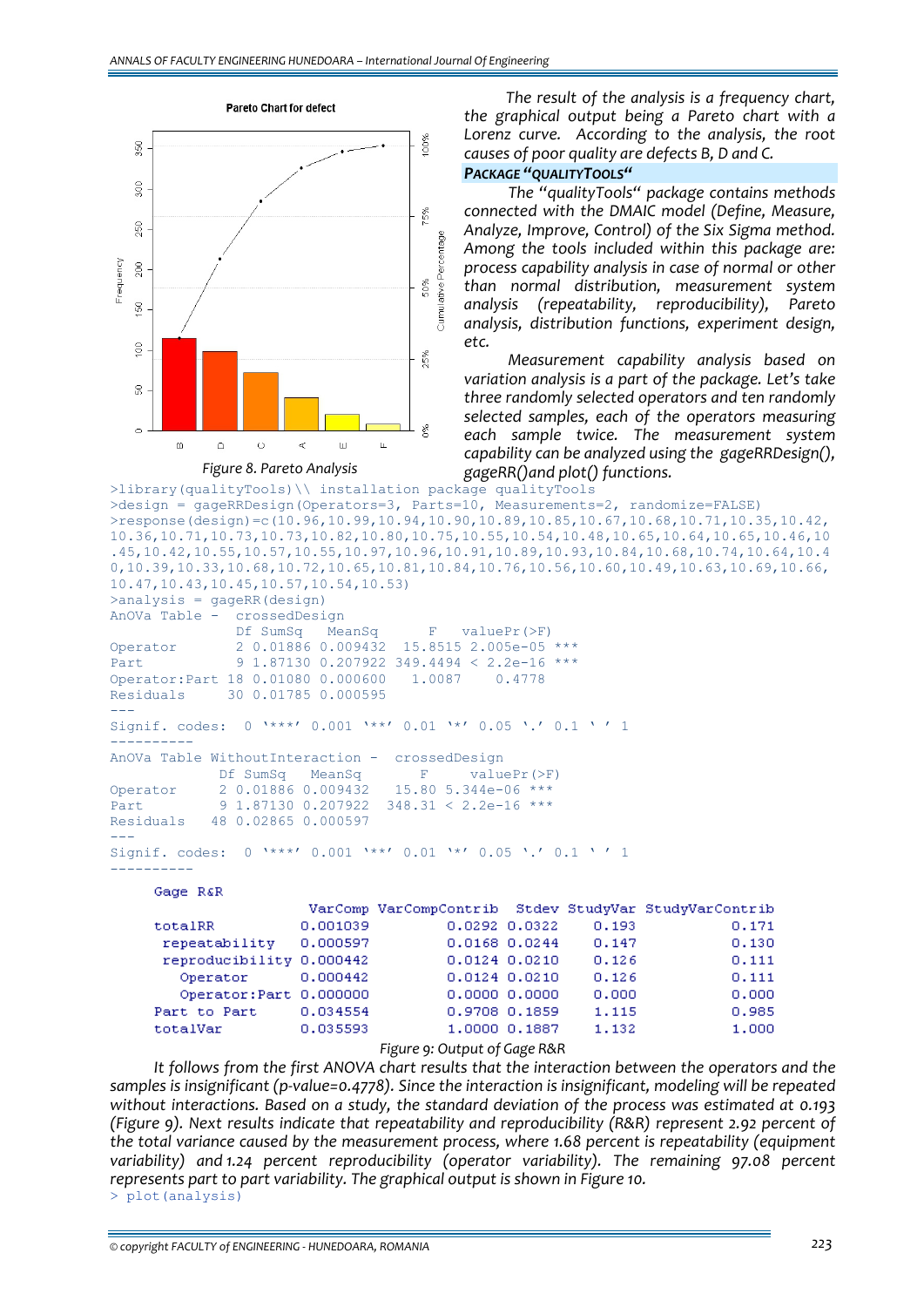*The result of the analysis is a frequency chart, the graphical output being a Pareto chart with a Lorenz curve. According to the analysis, the root causes of poor quality are defects B, D and C.*

Figure 8. Pareto Analysis

### PACKAGE "QUALITYTOOLS"

*The "qualityTools" package contains methods connected with the DMAIC model (Define, Measure, Analyze, Improve, Control) of the Six Sigma method. Among the tools included within this package are: process capability analysis in case of normal or other than normal distribution, measurement system analysis (repeatability, reproducibility), Pareto analysis, distribution functions, experiment design, etc.*

*Measurement capability analysis based on variation analysis is a part of the package. Let's take three randomly selected operators and ten randomly selected samples, each of the operators measuring each sample twice. The measurement system capability can be analyzed using the gageRRDesign(), gageRR()and plot() functions.*

```
>library(qualityTools)\\ installation package qualityTools
>design = gageRRDesign(Operators=3, Parts=10, Measurements=2, randomize=FALSE)
>response(design)=c(10.96,10.99,10.94,10.90,10.89,10.85,10.67,10.68,10.71,10.35,10.42,
10.36,10.71,10.73,10.73,10.82,10.80,10.75,10.55,10.54,10.48,10.65,10.64,10.65,10.46,10
.45,10.42,10.55,10.57,10.55,10.97,10.96,10.91,10.89,10.93,10.84,10.68,10.74,10.64,10.4
0,10.39,10.33,10.68,10.72,10.65,10.81,10.84,10.76,10.56,10.60,10.49,10.63,10.69,10.66,
10.47,10.43,10.45,10.57,10.54,10.53)
>analysis = gageRR(design)
AnOVa Table -  crossedDesign
              Df SumSq   MeanSq      F   valuePr(>F)
Operator       2 0.01886 0.009432  15.8515 2.005e-05 ***
Part           9 1.87130 0.207922 349.4494 < 2.2e-16 ***
Operator:Part 18 0.01080 0.000600   1.0087    0.4778
Residuals     30 0.01785 0.000595
---
Signif. codes:  0 '***' 0.001 '**' 0.01 '*' 0.05 '.' 0.1 ' ' 1
----------
AnOVa Table WithoutInteraction -  crossedDesign
            Df SumSq   MeanSq      F     valuePr(>F)
Operator     2 0.01886 0.009432  15.80 5.344e-06 ***
Part         9 1.87130 0.207922 348.31 < 2.2e-16 ***
Residuals   48 0.02865 0.000597
---
Signif. codes:  0 '***' 0.001 '**' 0.01 '*' 0.05 '.' 0.1 ' ' 1
----------
```

Gage R&R

|  | VarComp | VarCompContrib | Stdev | StudyVar | StudyVarContrib |
|---|---|---|---|---|---|
| totalRR | 0.001039 | 0.0292 | 0.0322 | 0.193 | 0.171 |
| repeatability | 0.000597 | 0.0168 | 0.0244 | 0.147 | 0.130 |
| reproducibility | 0.000442 | 0.0124 | 0.0210 | 0.126 | 0.111 |
| Operator | 0.000442 | 0.0124 | 0.0210 | 0.126 | 0.111 |
| Operator:Part | 0.000000 | 0.0000 | 0.0000 | 0.000 | 0.000 |
| Part to Part | 0.034554 | 0.9708 | 0.1859 | 1.115 | 0.985 |
| totalVar | 0.035593 | 1.0000 | 0.1887 | 1.132 | 1.000 |

Figure 9: Output of Gage R&R

*It follows from the first ANOVA chart results that the interaction between the operators and the samples is insignificant (p-value=0.4778). Since the interaction is insignificant, modeling will be repeated without interactions. Based on a study, the standard deviation of the process was estimated at 0.193 (Figure 9). Next results indicate that repeatability and reproducibility (R&R) represent 2.92 percent of the total variance caused by the measurement process, where 1.68 percent is repeatability (equipment variability) and 1.24 percent reproducibility (operator variability). The remaining 97.08 percent represents part to part variability. The graphical output is shown in Figure 10.*

```
> plot(analysis)
```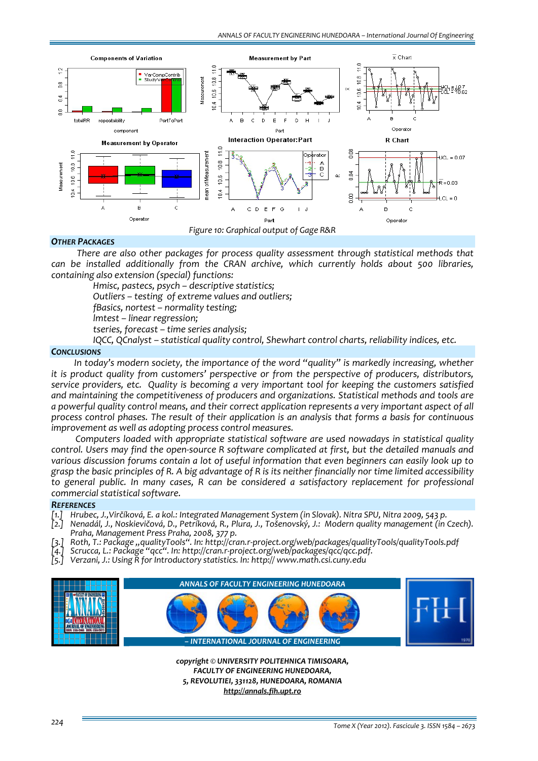Components of Variation

VarCompContrib
StudyVarContrib

0.0 0.4 0.8 1.2

totalRR repeatability PartToPart

component

Measurement by Part

Measurement

10.4 10.6 10.8 11.0

A B C D E F G H I J

Part

x̄ Chart

x̄

10.4 10.6 10.8 11.0

UCL = 10.7
CL = 10.62

A B C

Operator

Measurement by Operator

Measurement

10.4 10.6 10.8 11.0

A B C

Operator

Interaction Operator:Part

mean of Measurement

10.4 10.6 10.8 11.0

Operator
1 A
2 B
3 C

A C D E F G I J

Part

R Chart

R

0.00 0.04 0.08

UCL = 0.07
R̄ = 0.03
LCL = 0

A B C

Operator

*Figure 10: Graphical output of Gage R&R*

## OTHER PACKAGES

*There are also other packages for process quality assessment through statistical methods that can be installed additionally from the CRAN archive, which currently holds about 500 libraries, containing also extension (special) functions:*

*Hmisc, pastecs, psych – descriptive statistics;*
*Outliers – testing of extreme values and outliers;*
*fBasics, nortest – normality testing;*
*lmtest – linear regression;*
*tseries, forecast – time series analysis;*
*IQCC, QCnalyst – statistical quality control, Shewhart control charts, reliability indices, etc.*

## CONCLUSIONS

*In today's modern society, the importance of the word "quality" is markedly increasing, whether it is product quality from customers' perspective or from the perspective of producers, distributors, service providers, etc. Quality is becoming a very important tool for keeping the customers satisfied and maintaining the competitiveness of producers and organizations. Statistical methods and tools are a powerful quality control means, and their correct application represents a very important aspect of all process control phases. The result of their application is an analysis that forms a basis for continuous improvement as well as adopting process control measures.*

*Computers loaded with appropriate statistical software are used nowadays in statistical quality control. Users may find the open-source R software complicated at first, but the detailed manuals and various discussion forums contain a lot of useful information that even beginners can easily look up to grasp the basic principles of R. A big advantage of R is its neither financially nor time limited accessibility to general public. In many cases, R can be considered a satisfactory replacement for professional commercial statistical software.*

## REFERENCES

[1.] Hrubec, J.,Virčíková, E. a kol.: Integrated Management System (in Slovak). Nitra SPU, Nitra 2009, 543 p.
[2.] Nenadál, J., Noskievičová, D., Petríková, R., Plura, J., Tošenovský, J.: Modern quality management (in Czech). Praha, Management Press Praha, 2008, 377 p.
[3.] Roth, T.: Package „qualityTools". In: http://cran.r-project.org/web/packages/qualityTools/qualityTools.pdf
[4.] Scrucca, L.: Package "qcc". In: http://cran.r-project.org/web/packages/qcc/qcc.pdf.
[5.] Verzani, J.: Using R for Introductory statistics. In: http:// www.math.csi.cuny.edu

ANNALS OF FACULTY ENGINEERING HUNEDOARA
– INTERNATIONAL JOURNAL OF ENGINEERING

**copyright © UNIVERSITY POLITEHNICA TIMISOARA,**
**FACULTY OF ENGINEERING HUNEDOARA,**
**5, REVOLUTIEI, 331128, HUNEDOARA, ROMANIA**
**http://annals.fih.upt.ro**